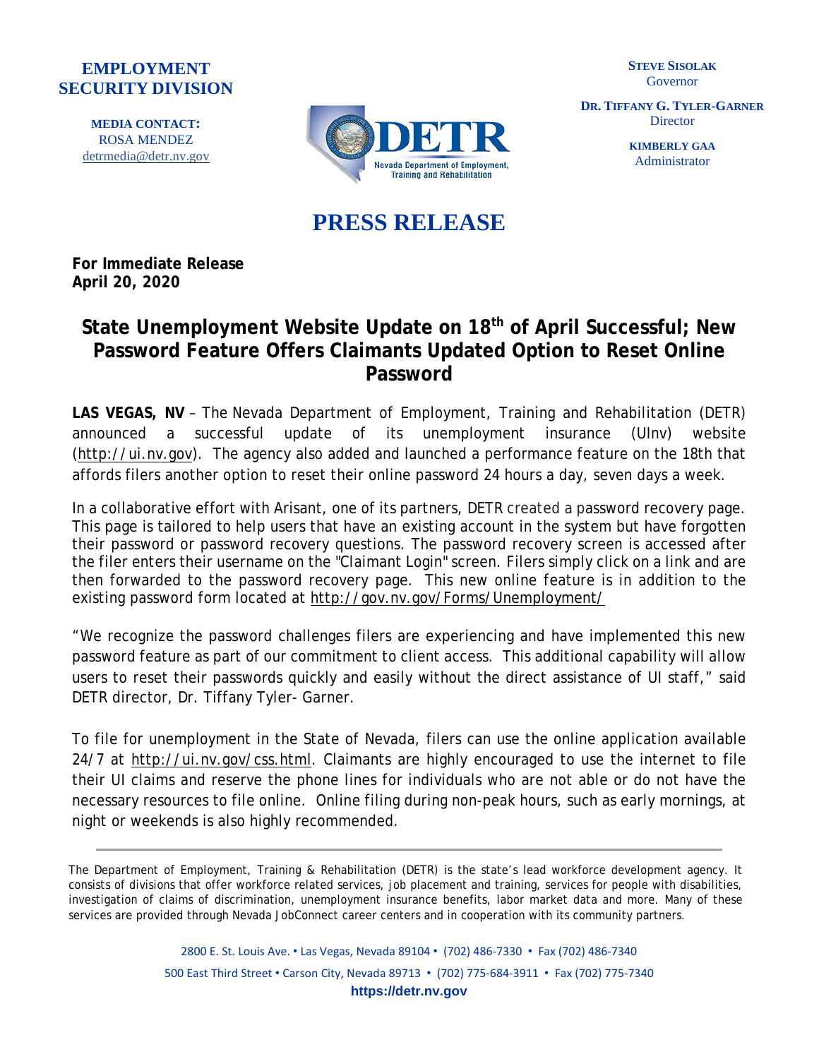**EMPLOYMENT SECURITY DIVISION**

**MEDIA CONTACT:**
ROSA MENDEZ
detrmedia@detr.nv.gov

**STEVE SISOLAK**
Governor

**DR. TIFFANY G. TYLER-GARNER**
Director

**KIMBERLY GAA**
Administrator

# PRESS RELEASE

**For Immediate Release**
**April 20, 2020**

## State Unemployment Website Update on 18th of April Successful; New Password Feature Offers Claimants Updated Option to Reset Online Password

**LAS VEGAS, NV** – The Nevada Department of Employment, Training and Rehabilitation (DETR) announced a successful update of its unemployment insurance (UInv) website (http://ui.nv.gov). The agency also added and launched a performance feature on the 18th that affords filers another option to reset their online password 24 hours a day, seven days a week.

In a collaborative effort with Arisant, one of its partners, DETR created a password recovery page. This page is tailored to help users that have an existing account in the system but have forgotten their password or password recovery questions. The password recovery screen is accessed after the filer enters their username on the "Claimant Login" screen. Filers simply click on a link and are then forwarded to the password recovery page. This new online feature is in addition to the existing password form located at http://gov.nv.gov/Forms/Unemployment/

"We recognize the password challenges filers are experiencing and have implemented this new password feature as part of our commitment to client access. This additional capability will allow users to reset their passwords quickly and easily without the direct assistance of UI staff," said DETR director, Dr. Tiffany Tyler- Garner.

To file for unemployment in the State of Nevada, filers can use the online application available 24/7 at http://ui.nv.gov/css.html. Claimants are highly encouraged to use the internet to file their UI claims and reserve the phone lines for individuals who are not able or do not have the necessary resources to file online. Online filing during non-peak hours, such as early mornings, at night or weekends is also highly recommended.

---

The Department of Employment, Training & Rehabilitation (DETR) is the state's lead workforce development agency. It consists of divisions that offer workforce related services, job placement and training, services for people with disabilities, investigation of claims of discrimination, unemployment insurance benefits, labor market data and more. Many of these services are provided through Nevada JobConnect career centers and in cooperation with its community partners.

2800 E. St. Louis Ave. • Las Vegas, Nevada 89104 • (702) 486-7330 • Fax (702) 486-7340
500 East Third Street • Carson City, Nevada 89713 • (702) 775-684-3911 • Fax (702) 775-7340
**https://detr.nv.gov**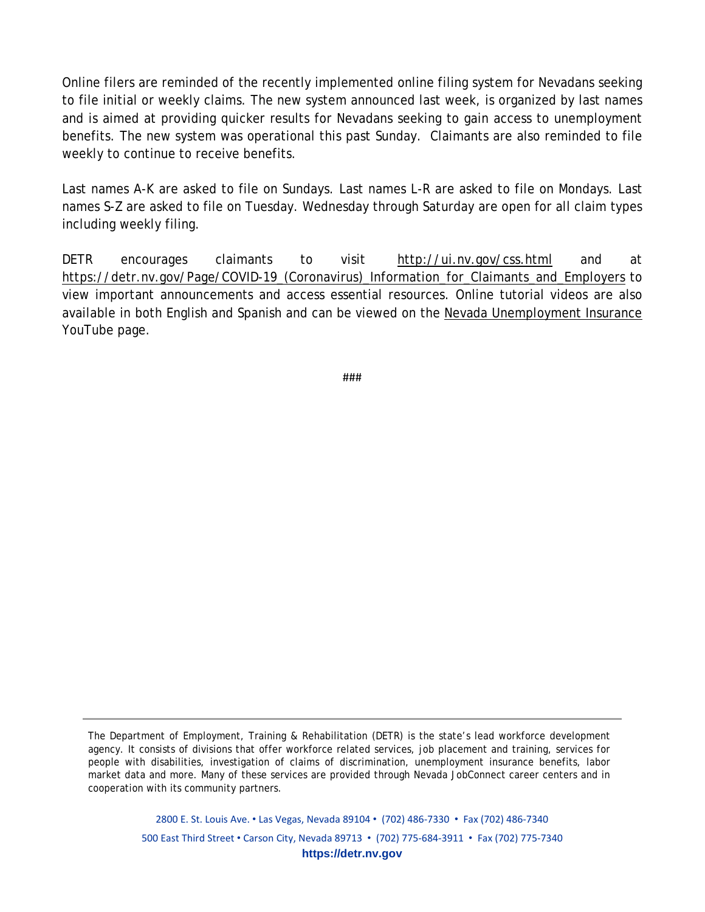Online filers are reminded of the recently implemented online filing system for Nevadans seeking to file initial or weekly claims. The new system announced last week, is organized by last names and is aimed at providing quicker results for Nevadans seeking to gain access to unemployment benefits. The new system was operational this past Sunday. Claimants are also reminded to file weekly to continue to receive benefits.

Last names A-K are asked to file on Sundays. Last names L-R are asked to file on Mondays. Last names S-Z are asked to file on Tuesday. Wednesday through Saturday are open for all claim types including weekly filing.

DETR encourages claimants to visit http://ui.nv.gov/css.html and at https://detr.nv.gov/Page/COVID-19_(Coronavirus)_Information_for_Claimants_and_Employers to view important announcements and access essential resources. Online tutorial videos are also available in both English and Spanish and can be viewed on the Nevada Unemployment Insurance YouTube page.

###

The Department of Employment, Training & Rehabilitation (DETR) is the state's lead workforce development agency. It consists of divisions that offer workforce related services, job placement and training, services for people with disabilities, investigation of claims of discrimination, unemployment insurance benefits, labor market data and more. Many of these services are provided through Nevada JobConnect career centers and in cooperation with its community partners.

2800 E. St. Louis Ave. • Las Vegas, Nevada 89104 • (702) 486-7330 • Fax (702) 486-7340

500 East Third Street • Carson City, Nevada 89713 • (702) 775-684-3911 • Fax (702) 775-7340

**https://detr.nv.gov**